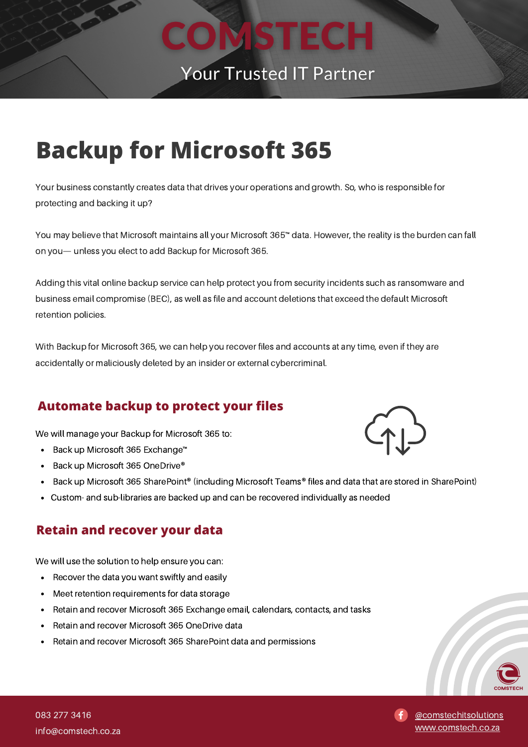# COMSTECH

Your Trusted IT Partner

# Backup for Microsoft 365

Your business constantly creates data that drives your operations and growth. So, who is responsible for protecting and backing it up?

You may believe that Microsoft maintains all your Microsoft 365™ data. However, the reality is the burden can fall on you— unless you elect to add Backup for Microsoft 365.

Adding this vital online backup service can help protect you from security incidents such as ransomware and business email compromise (BEC), as well as file and account deletions that exceed the default Microsoft retention policies.

With Backup for Microsoft 365, we can help you recover files and accounts at any time, even if they are accidentally or maliciously deleted by an insider or external cybercriminal.

## Automate backup to protect your files

We will manage your Backup for Microsoft 365 to:

- Back up Microsoft 365 Exchange™
- Back up Microsoft 365 OneDrive®
- Back up Microsoft 365 SharePoint® (including Microsoft Teams® files and data that are stored in SharePoint)
- Custom- and sub-libraries are backed up and can be recovered individually as needed

## Retain and recover your data

We will use the solution to help ensure you can:

- Recover the data you want swiftly and easily
- Meet retention requirements for data storage
- Retain and recover Microsoft 365 Exchange email, calendars, contacts, and tasks
- Retain and recover Microsoft 365 OneDrive data
- Retain and recover Microsoft 365 SharePoint data and permissions

083 277 3416
info@comstech.co.za

@comstechitsolutions
www.comstech.co.za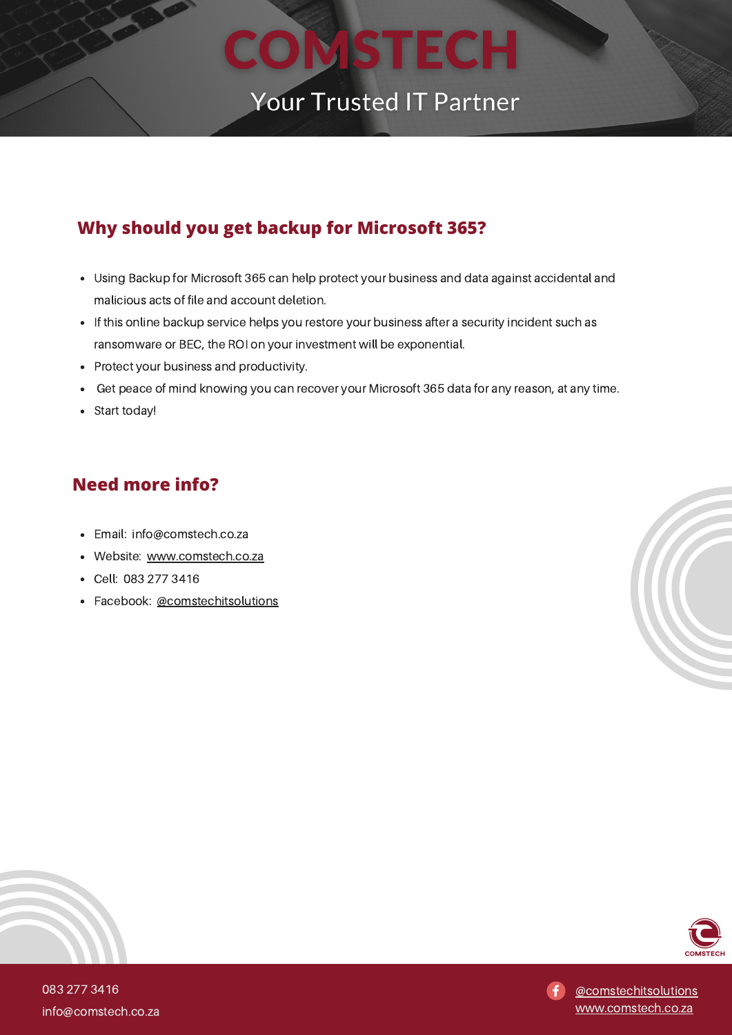# COMSTECH

Your Trusted IT Partner

## Why should you get backup for Microsoft 365?

- Using Backup for Microsoft 365 can help protect your business and data against accidental and malicious acts of file and account deletion.
- If this online backup service helps you restore your business after a security incident such as ransomware or BEC, the ROI on your investment will be exponential.
- Protect your business and productivity.
- Get peace of mind knowing you can recover your Microsoft 365 data for any reason, at any time.
- Start today!

## Need more info?

- Email: info@comstech.co.za
- Website: www.comstech.co.za
- Cell: 083 277 3416
- Facebook: @comstechitsolutions

COMSTECH

083 277 3416
info@comstech.co.za

@comstechitsolutions
www.comstech.co.za